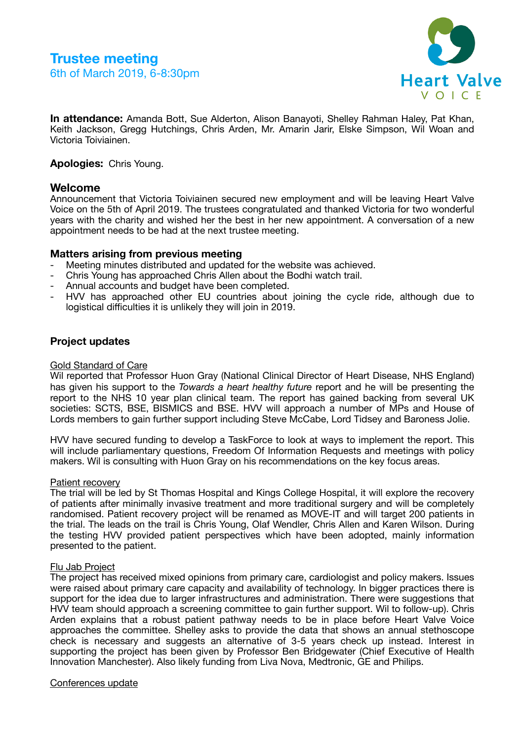# Trustee meeting

6th of March 2019, 6-8:30pm

Heart Valve VOICE

**In attendance:** Amanda Bott, Sue Alderton, Alison Banayoti, Shelley Rahman Haley, Pat Khan, Keith Jackson, Gregg Hutchings, Chris Arden, Mr. Amarin Jarir, Elske Simpson, Wil Woan and Victoria Toiviainen.

**Apologies:** Chris Young.

## Welcome

Announcement that Victoria Toiviainen secured new employment and will be leaving Heart Valve Voice on the 5th of April 2019. The trustees congratulated and thanked Victoria for two wonderful years with the charity and wished her the best in her new appointment. A conversation of a new appointment needs to be had at the next trustee meeting.

## Matters arising from previous meeting

- Meeting minutes distributed and updated for the website was achieved.
- Chris Young has approached Chris Allen about the Bodhi watch trail.
- Annual accounts and budget have been completed.
- HVV has approached other EU countries about joining the cycle ride, although due to logistical difficulties it is unlikely they will join in 2019.

## Project updates

<u>Gold Standard of Care</u>

Wil reported that Professor Huon Gray (National Clinical Director of Heart Disease, NHS England) has given his support to the *Towards a heart healthy future* report and he will be presenting the report to the NHS 10 year plan clinical team. The report has gained backing from several UK societies: SCTS, BSE, BISMICS and BSE. HVV will approach a number of MPs and House of Lords members to gain further support including Steve McCabe, Lord Tidsey and Baroness Jolie.

HVV have secured funding to develop a TaskForce to look at ways to implement the report. This will include parliamentary questions, Freedom Of Information Requests and meetings with policy makers. Wil is consulting with Huon Gray on his recommendations on the key focus areas.

<u>Patient recovery</u>

The trial will be led by St Thomas Hospital and Kings College Hospital, it will explore the recovery of patients after minimally invasive treatment and more traditional surgery and will be completely randomised. Patient recovery project will be renamed as MOVE-IT and will target 200 patients in the trial. The leads on the trail is Chris Young, Olaf Wendler, Chris Allen and Karen Wilson. During the testing HVV provided patient perspectives which have been adopted, mainly information presented to the patient.

<u>Flu Jab Project</u>

The project has received mixed opinions from primary care, cardiologist and policy makers. Issues were raised about primary care capacity and availability of technology. In bigger practices there is support for the idea due to larger infrastructures and administration. There were suggestions that HVV team should approach a screening committee to gain further support. Wil to follow-up). Chris Arden explains that a robust patient pathway needs to be in place before Heart Valve Voice approaches the committee. Shelley asks to provide the data that shows an annual stethoscope check is necessary and suggests an alternative of 3-5 years check up instead. Interest in supporting the project has been given by Professor Ben Bridgewater (Chief Executive of Health Innovation Manchester). Also likely funding from Liva Nova, Medtronic, GE and Philips.

<u>Conferences update</u>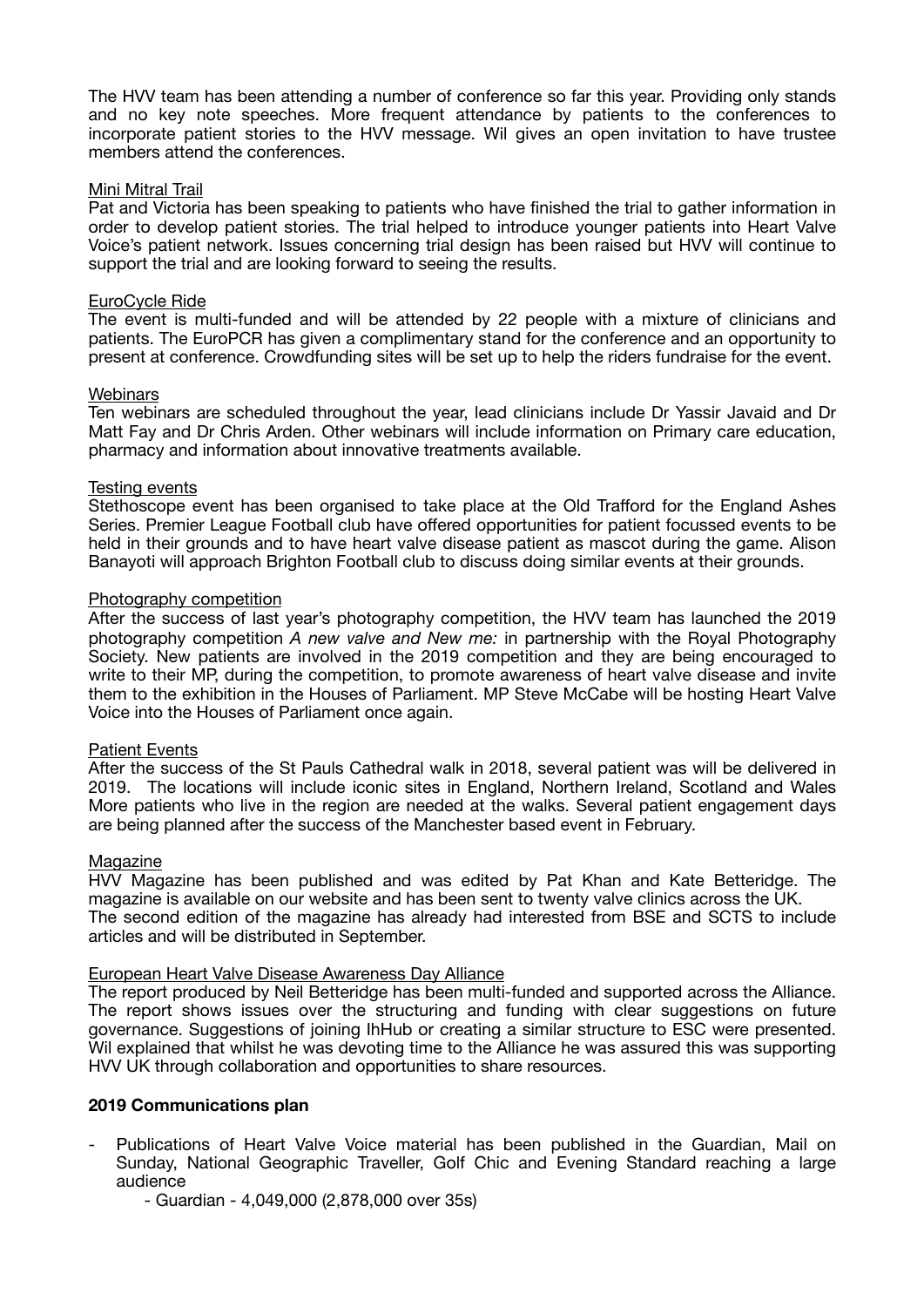The HVV team has been attending a number of conference so far this year. Providing only stands and no key note speeches. More frequent attendance by patients to the conferences to incorporate patient stories to the HVV message. Wil gives an open invitation to have trustee members attend the conferences.

Mini Mitral Trail

Pat and Victoria has been speaking to patients who have finished the trial to gather information in order to develop patient stories. The trial helped to introduce younger patients into Heart Valve Voice's patient network. Issues concerning trial design has been raised but HVV will continue to support the trial and are looking forward to seeing the results.

EuroCycle Ride

The event is multi-funded and will be attended by 22 people with a mixture of clinicians and patients. The EuroPCR has given a complimentary stand for the conference and an opportunity to present at conference. Crowdfunding sites will be set up to help the riders fundraise for the event.

Webinars

Ten webinars are scheduled throughout the year, lead clinicians include Dr Yassir Javaid and Dr Matt Fay and Dr Chris Arden. Other webinars will include information on Primary care education, pharmacy and information about innovative treatments available.

Testing events

Stethoscope event has been organised to take place at the Old Trafford for the England Ashes Series. Premier League Football club have offered opportunities for patient focussed events to be held in their grounds and to have heart valve disease patient as mascot during the game. Alison Banayoti will approach Brighton Football club to discuss doing similar events at their grounds.

Photography competition

After the success of last year's photography competition, the HVV team has launched the 2019 photography competition *A new valve and New me:* in partnership with the Royal Photography Society. New patients are involved in the 2019 competition and they are being encouraged to write to their MP, during the competition, to promote awareness of heart valve disease and invite them to the exhibition in the Houses of Parliament. MP Steve McCabe will be hosting Heart Valve Voice into the Houses of Parliament once again.

Patient Events

After the success of the St Pauls Cathedral walk in 2018, several patient was will be delivered in 2019. The locations will include iconic sites in England, Northern Ireland, Scotland and Wales More patients who live in the region are needed at the walks. Several patient engagement days are being planned after the success of the Manchester based event in February.

Magazine

HVV Magazine has been published and was edited by Pat Khan and Kate Betteridge. The magazine is available on our website and has been sent to twenty valve clinics across the UK. The second edition of the magazine has already had interested from BSE and SCTS to include articles and will be distributed in September.

European Heart Valve Disease Awareness Day Alliance

The report produced by Neil Betteridge has been multi-funded and supported across the Alliance. The report shows issues over the structuring and funding with clear suggestions on future governance. Suggestions of joining IhHub or creating a similar structure to ESC were presented. Wil explained that whilst he was devoting time to the Alliance he was assured this was supporting HVV UK through collaboration and opportunities to share resources.

**2019 Communications plan**

- Publications of Heart Valve Voice material has been published in the Guardian, Mail on Sunday, National Geographic Traveller, Golf Chic and Evening Standard reaching a large audience
    - Guardian - 4,049,000 (2,878,000 over 35s)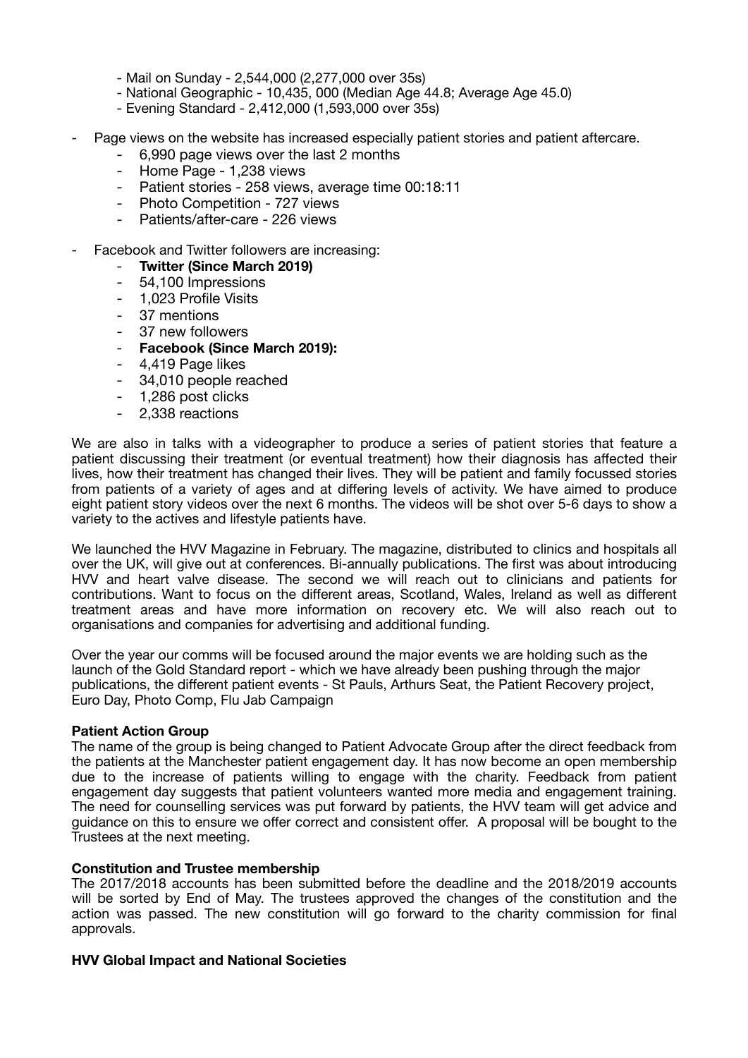- Mail on Sunday - 2,544,000 (2,277,000 over 35s)
- National Geographic - 10,435, 000 (Median Age 44.8; Average Age 45.0)
- Evening Standard - 2,412,000 (1,593,000 over 35s)

- Page views on the website has increased especially patient stories and patient aftercare.
    - 6,990 page views over the last 2 months
    - Home Page - 1,238 views
    - Patient stories - 258 views, average time 00:18:11
    - Photo Competition - 727 views
    - Patients/after-care - 226 views
- Facebook and Twitter followers are increasing:
    - **Twitter (Since March 2019)**
    - 54,100 Impressions
    - 1,023 Profile Visits
    - 37 mentions
    - 37 new followers
    - **Facebook (Since March 2019):**
    - 4,419 Page likes
    - 34,010 people reached
    - 1,286 post clicks
    - 2,338 reactions

We are also in talks with a videographer to produce a series of patient stories that feature a patient discussing their treatment (or eventual treatment) how their diagnosis has affected their lives, how their treatment has changed their lives. They will be patient and family focussed stories from patients of a variety of ages and at differing levels of activity. We have aimed to produce eight patient story videos over the next 6 months. The videos will be shot over 5-6 days to show a variety to the actives and lifestyle patients have.

We launched the HVV Magazine in February. The magazine, distributed to clinics and hospitals all over the UK, will give out at conferences. Bi-annually publications. The first was about introducing HVV and heart valve disease. The second we will reach out to clinicians and patients for contributions. Want to focus on the different areas, Scotland, Wales, Ireland as well as different treatment areas and have more information on recovery etc. We will also reach out to organisations and companies for advertising and additional funding.

Over the year our comms will be focused around the major events we are holding such as the launch of the Gold Standard report - which we have already been pushing through the major publications, the different patient events - St Pauls, Arthurs Seat, the Patient Recovery project, Euro Day, Photo Comp, Flu Jab Campaign

**Patient Action Group**

The name of the group is being changed to Patient Advocate Group after the direct feedback from the patients at the Manchester patient engagement day. It has now become an open membership due to the increase of patients willing to engage with the charity. Feedback from patient engagement day suggests that patient volunteers wanted more media and engagement training. The need for counselling services was put forward by patients, the HVV team will get advice and guidance on this to ensure we offer correct and consistent offer. A proposal will be bought to the Trustees at the next meeting.

**Constitution and Trustee membership**

The 2017/2018 accounts has been submitted before the deadline and the 2018/2019 accounts will be sorted by End of May. The trustees approved the changes of the constitution and the action was passed. The new constitution will go forward to the charity commission for final approvals.

**HVV Global Impact and National Societies**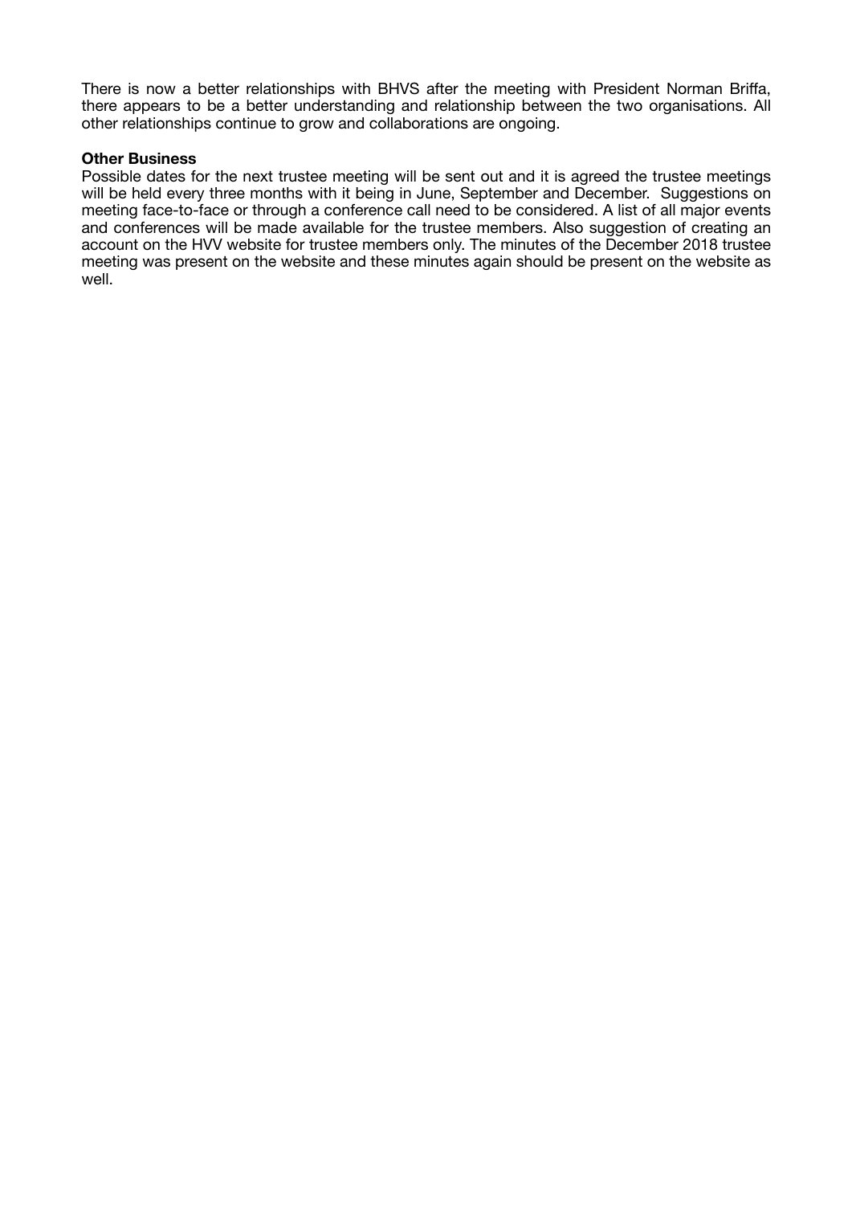There is now a better relationships with BHVS after the meeting with President Norman Briffa, there appears to be a better understanding and relationship between the two organisations. All other relationships continue to grow and collaborations are ongoing.

**Other Business**

Possible dates for the next trustee meeting will be sent out and it is agreed the trustee meetings will be held every three months with it being in June, September and December. Suggestions on meeting face-to-face or through a conference call need to be considered. A list of all major events and conferences will be made available for the trustee members. Also suggestion of creating an account on the HVV website for trustee members only. The minutes of the December 2018 trustee meeting was present on the website and these minutes again should be present on the website as well.